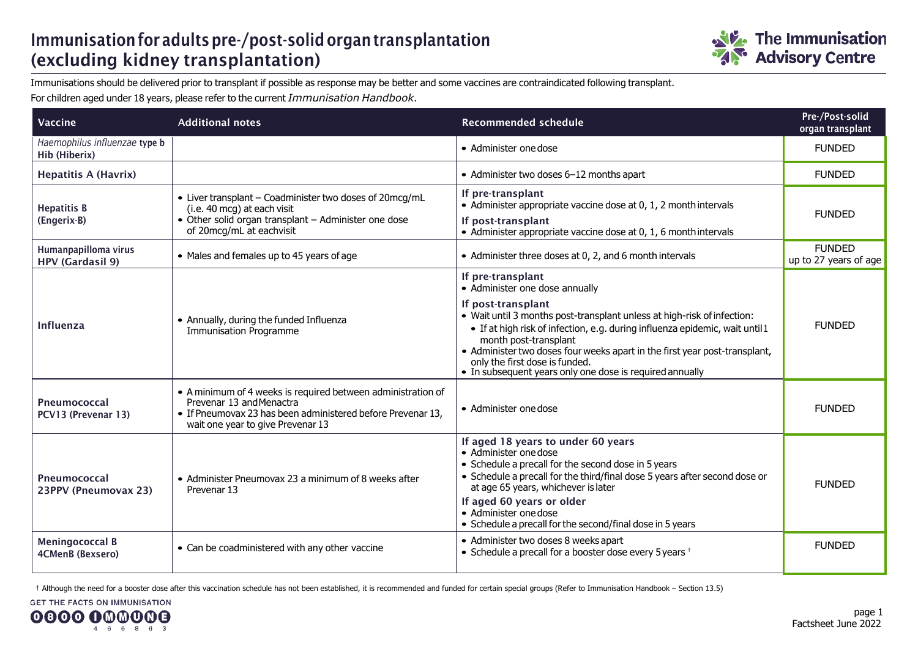# Immunisation for adults pre-/post-solid organ transplantation (excluding kidney transplantation)

The Immunisation Advisory Centre

Immunisations should be delivered prior to transplant if possible as response may be better and some vaccines are contraindicated following transplant.

For children aged under 18 years, please refer to the current *Immunisation Handbook*.

| Vaccine | Additional notes | Recommended schedule | Pre-/Post-solid organ transplant |
|---|---|---|---|
| *Haemophilus influenzae* **type b Hib (Hiberix)** | | • Administer one dose | FUNDED |
| **Hepatitis A (Havrix)** | | • Administer two doses 6–12 months apart | FUNDED |
| **Hepatitis B (Engerix-B)** | • Liver transplant – Coadminister two doses of 20mcg/mL (i.e. 40 mcg) at each visit<br>• Other solid organ transplant – Administer one dose of 20mcg/mL at eachvisit | **If pre-transplant**<br>• Administer appropriate vaccine dose at 0, 1, 2 month intervals<br>**If post-transplant**<br>• Administer appropriate vaccine dose at 0, 1, 6 month intervals | FUNDED |
| **Humanpapilloma virus HPV (Gardasil 9)** | • Males and females up to 45 years of age | • Administer three doses at 0, 2, and 6 month intervals | FUNDED up to 27 years of age |
| **Influenza** | • Annually, during the funded Influenza Immunisation Programme | **If pre-transplant**<br>• Administer one dose annually<br>**If post-transplant**<br>• Wait until 3 months post-transplant unless at high-risk of infection:<br>&nbsp;&nbsp;• If at high risk of infection, e.g. during influenza epidemic, wait until 1 month post-transplant<br>• Administer two doses four weeks apart in the first year post-transplant, only the first dose is funded.<br>• In subsequent years only one dose is required annually | FUNDED |
| **Pneumococcal PCV13 (Prevenar 13)** | • A minimum of 4 weeks is required between administration of Prevenar 13 and Menactra<br>• If Pneumovax 23 has been administered before Prevenar 13, wait one year to give Prevenar 13 | • Administer one dose | FUNDED |
| **Pneumococcal 23PPV (Pneumovax 23)** | • Administer Pneumovax 23 a minimum of 8 weeks after Prevenar 13 | **If aged 18 years to under 60 years**<br>• Administer one dose<br>• Schedule a precall for the second dose in 5 years<br>• Schedule a precall for the third/final dose 5 years after second dose or at age 65 years, whichever is later<br>**If aged 60 years or older**<br>• Administer one dose<br>• Schedule a precall for the second/final dose in 5 years | FUNDED |
| **Meningococcal B 4CMenB (Bexsero)** | • Can be coadministered with any other vaccine | • Administer two doses 8 weeks apart<br>• Schedule a precall for a booster dose every 5 years † | FUNDED |

† Although the need for a booster dose after this vaccination schedule has not been established, it is recommended and funded for certain special groups (Refer to Immunisation Handbook – Section 13.5)

GET THE FACTS ON IMMUNISATION 0800 IMMUNE 466863

Factsheet June 2022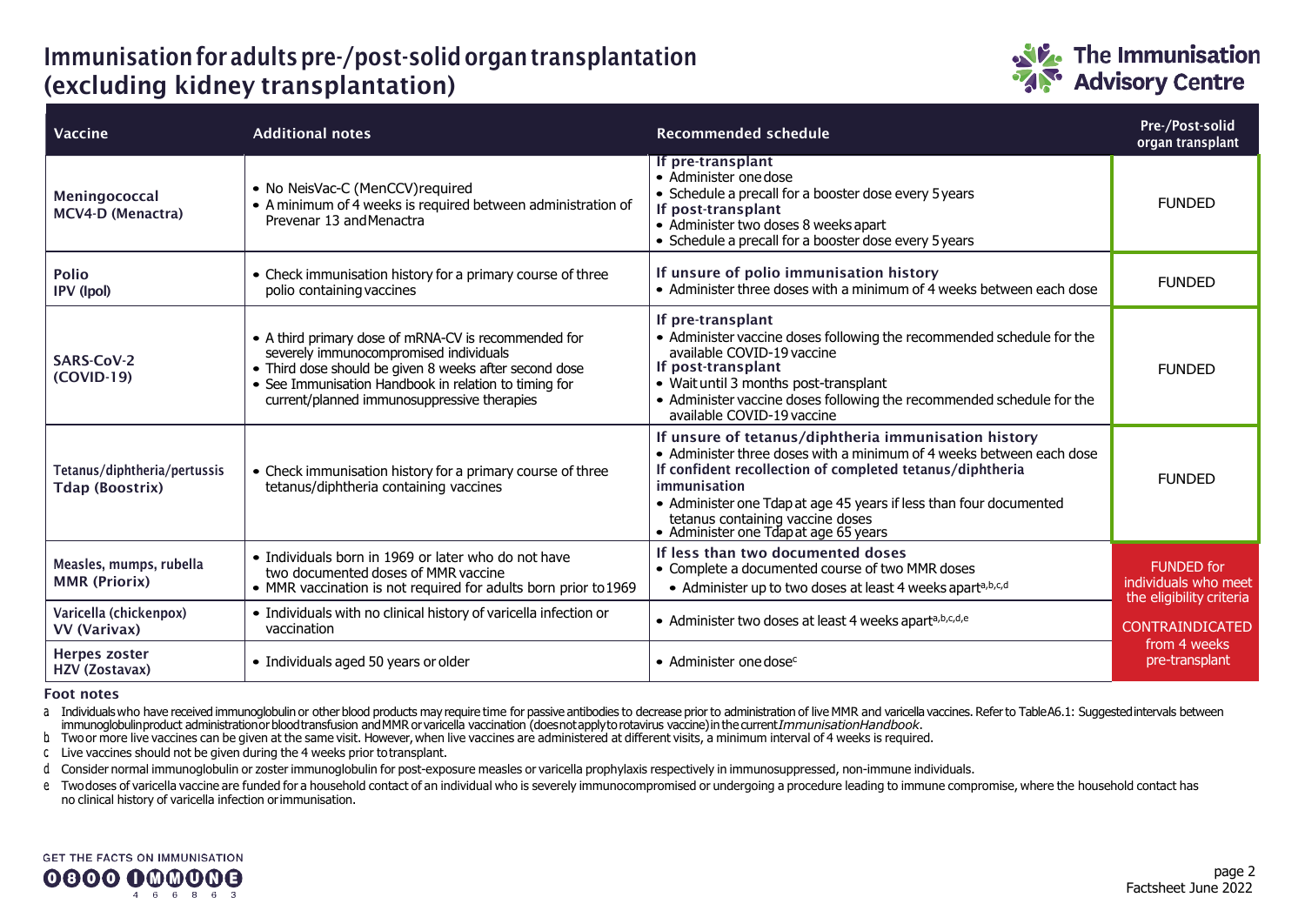# Immunisation for adults pre-/post-solid organ transplantation (excluding kidney transplantation)

The Immunisation Advisory Centre

| Vaccine | Additional notes | Recommended schedule | Pre-/Post-solid organ transplant |
|---|---|---|---|
| **Meningococcal MCV4-D (Menactra)** | • No NeisVac-C (MenCCV) required<br>• A minimum of 4 weeks is required between administration of Prevenar 13 and Menactra | **If pre-transplant**<br>• Administer one dose<br>• Schedule a precall for a booster dose every 5 years<br>**If post-transplant**<br>• Administer two doses 8 weeks apart<br>• Schedule a precall for a booster dose every 5 years | FUNDED |
| **Polio IPV (Ipol)** | • Check immunisation history for a primary course of three polio containing vaccines | **If unsure of polio immunisation history**<br>• Administer three doses with a minimum of 4 weeks between each dose | FUNDED |
| **SARS-CoV-2 (COVID-19)** | • A third primary dose of mRNA-CV is recommended for severely immunocompromised individuals<br>• Third dose should be given 8 weeks after second dose<br>• See Immunisation Handbook in relation to timing for current/planned immunosuppressive therapies | **If pre-transplant**<br>• Administer vaccine doses following the recommended schedule for the available COVID-19 vaccine<br>**If post-transplant**<br>• Wait until 3 months post-transplant<br>• Administer vaccine doses following the recommended schedule for the available COVID-19 vaccine | FUNDED |
| **Tetanus/diphtheria/pertussis Tdap (Boostrix)** | • Check immunisation history for a primary course of three tetanus/diphtheria containing vaccines | **If unsure of tetanus/diphtheria immunisation history**<br>• Administer three doses with a minimum of 4 weeks between each dose<br>**If confident recollection of completed tetanus/diphtheria immunisation**<br>• Administer one Tdap at age 45 years if less than four documented tetanus containing vaccine doses<br>• Administer one Tdap at age 65 years | FUNDED |
| **Measles, mumps, rubella MMR (Priorix)** | • Individuals born in 1969 or later who do not have two documented doses of MMR vaccine<br>• MMR vaccination is not required for adults born prior to 1969 | **If less than two documented doses**<br>• Complete a documented course of two MMR doses<br>• Administer up to two doses at least 4 weeks apart[a,b,c,d] | FUNDED for individuals who meet the eligibility criteria<br>CONTRAINDICATED from 4 weeks pre-transplant |
| **Varicella (chickenpox) VV (Varivax)** | • Individuals with no clinical history of varicella infection or vaccination | • Administer two doses at least 4 weeks apart[a,b,c,d,e] | |
| **Herpes zoster HZV (Zostavax)** | • Individuals aged 50 years or older | • Administer one dose[c] | |

**Foot notes**

a Individuals who have received immunoglobulin or other blood products may require time for passive antibodies to decrease prior to administration of live MMR and varicella vaccines. Refer to Table A6.1: Suggested intervals between immunoglobulin product administration or blood transfusion and MMR or varicella vaccination (does not apply to rotavirus vaccine) in the current *Immunisation Handbook*.

b Two or more live vaccines can be given at the same visit. However, when live vaccines are administered at different visits, a minimum interval of 4 weeks is required.

c Live vaccines should not be given during the 4 weeks prior to transplant.

d Consider normal immunoglobulin or zoster immunoglobulin for post-exposure measles or varicella prophylaxis respectively in immunosuppressed, non-immune individuals.

e Two doses of varicella vaccine are funded for a household contact of an individual who is severely immunocompromised or undergoing a procedure leading to immune compromise, where the household contact has no clinical history of varicella infection or immunisation.

GET THE FACTS ON IMMUNISATION
0800 IMMUNE
466863

Factsheet June 2022